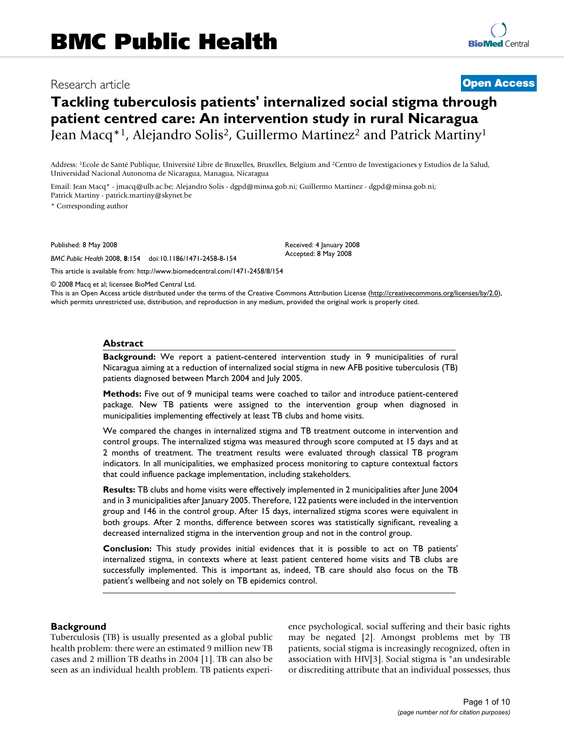BMC Public Health

Research article

Open Access

# Tackling tuberculosis patients' internalized social stigma through patient centred care: An intervention study in rural Nicaragua

Jean Macq*[1], Alejandro Solis[2], Guillermo Martinez[2] and Patrick Martiny[1]

Address: [1]Ecole de Santé Publique, Université Libre de Bruxelles, Bruxelles, Belgium and [2]Centro de Investigaciones y Estudios de la Salud, Universidad Nacional Autonoma de Nicaragua, Managua, Nicaragua

Email: Jean Macq* - jmacq@ulb.ac.be; Alejandro Solis - dgpd@minsa.gob.ni; Guillermo Martinez - dgpd@minsa.gob.ni; Patrick Martiny - patrick.martiny@skynet.be

* Corresponding author

Published: 8 May 2008

*BMC Public Health* 2008, **8**:154 doi:10.1186/1471-2458-8-154

Received: 4 January 2008
Accepted: 8 May 2008

This article is available from: http://www.biomedcentral.com/1471-2458/8/154

© 2008 Macq et al; licensee BioMed Central Ltd.
This is an Open Access article distributed under the terms of the Creative Commons Attribution License (http://creativecommons.org/licenses/by/2.0), which permits unrestricted use, distribution, and reproduction in any medium, provided the original work is properly cited.

## Abstract

**Background:** We report a patient-centered intervention study in 9 municipalities of rural Nicaragua aiming at a reduction of internalized social stigma in new AFB positive tuberculosis (TB) patients diagnosed between March 2004 and July 2005.

**Methods:** Five out of 9 municipal teams were coached to tailor and introduce patient-centered package. New TB patients were assigned to the intervention group when diagnosed in municipalities implementing effectively at least TB clubs and home visits.

We compared the changes in internalized stigma and TB treatment outcome in intervention and control groups. The internalized stigma was measured through score computed at 15 days and at 2 months of treatment. The treatment results were evaluated through classical TB program indicators. In all municipalities, we emphasized process monitoring to capture contextual factors that could influence package implementation, including stakeholders.

**Results:** TB clubs and home visits were effectively implemented in 2 municipalities after June 2004 and in 3 municipalities after January 2005. Therefore, 122 patients were included in the intervention group and 146 in the control group. After 15 days, internalized stigma scores were equivalent in both groups. After 2 months, difference between scores was statistically significant, revealing a decreased internalized stigma in the intervention group and not in the control group.

**Conclusion:** This study provides initial evidences that it is possible to act on TB patients' internalized stigma, in contexts where at least patient centered home visits and TB clubs are successfully implemented. This is important as, indeed, TB care should also focus on the TB patient's wellbeing and not solely on TB epidemics control.

## Background

Tuberculosis (TB) is usually presented as a global public health problem: there were an estimated 9 million new TB cases and 2 million TB deaths in 2004 [1]. TB can also be seen as an individual health problem. TB patients experience psychological, social suffering and their basic rights may be negated [2]. Amongst problems met by TB patients, social stigma is increasingly recognized, often in association with HIV[3]. Social stigma is "an undesirable or discrediting attribute that an individual possesses, thus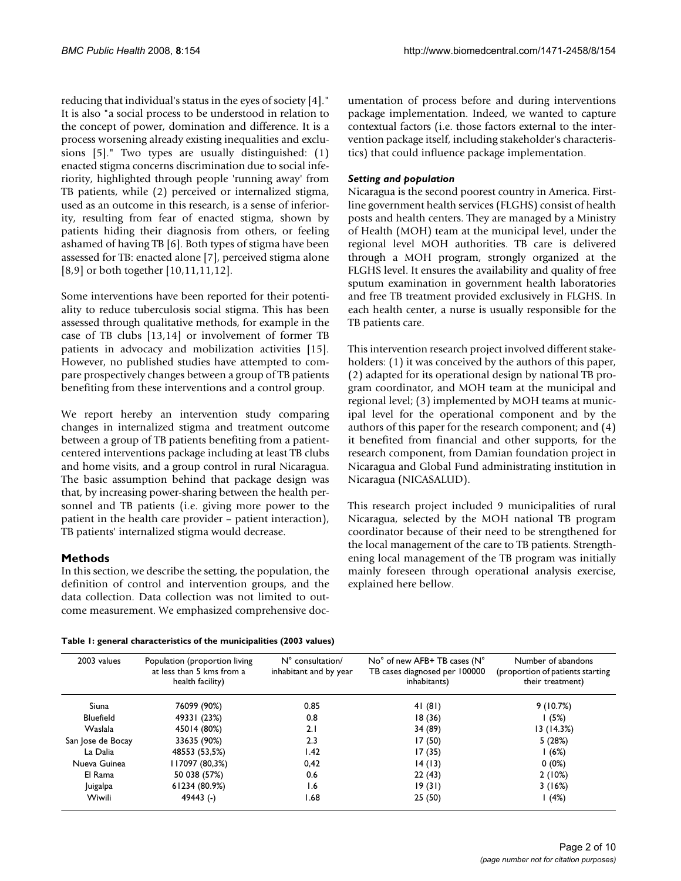reducing that individual's status in the eyes of society [4]." It is also "a social process to be understood in relation to the concept of power, domination and difference. It is a process worsening already existing inequalities and exclusions [5]." Two types are usually distinguished: (1) enacted stigma concerns discrimination due to social inferiority, highlighted through people 'running away' from TB patients, while (2) perceived or internalized stigma, used as an outcome in this research, is a sense of inferiority, resulting from fear of enacted stigma, shown by patients hiding their diagnosis from others, or feeling ashamed of having TB [6]. Both types of stigma have been assessed for TB: enacted alone [7], perceived stigma alone [8,9] or both together [10,11,11,12].

Some interventions have been reported for their potentiality to reduce tuberculosis social stigma. This has been assessed through qualitative methods, for example in the case of TB clubs [13,14] or involvement of former TB patients in advocacy and mobilization activities [15]. However, no published studies have attempted to compare prospectively changes between a group of TB patients benefiting from these interventions and a control group.

We report hereby an intervention study comparing changes in internalized stigma and treatment outcome between a group of TB patients benefiting from a patient-centered interventions package including at least TB clubs and home visits, and a group control in rural Nicaragua. The basic assumption behind that package design was that, by increasing power-sharing between the health personnel and TB patients (i.e. giving more power to the patient in the health care provider – patient interaction), TB patients' internalized stigma would decrease.

## Methods

In this section, we describe the setting, the population, the definition of control and intervention groups, and the data collection. Data collection was not limited to outcome measurement. We emphasized comprehensive documentation of process before and during interventions package implementation. Indeed, we wanted to capture contextual factors (i.e. those factors external to the intervention package itself, including stakeholder's characteristics) that could influence package implementation.

### *Setting and population*

Nicaragua is the second poorest country in America. First-line government health services (FLGHS) consist of health posts and health centers. They are managed by a Ministry of Health (MOH) team at the municipal level, under the regional level MOH authorities. TB care is delivered through a MOH program, strongly organized at the FLGHS level. It ensures the availability and quality of free sputum examination in government health laboratories and free TB treatment provided exclusively in FLGHS. In each health center, a nurse is usually responsible for the TB patients care.

This intervention research project involved different stakeholders: (1) it was conceived by the authors of this paper, (2) adapted for its operational design by national TB program coordinator, and MOH team at the municipal and regional level; (3) implemented by MOH teams at municipal level for the operational component and by the authors of this paper for the research component; and (4) it benefited from financial and other supports, for the research component, from Damian foundation project in Nicaragua and Global Fund administrating institution in Nicaragua (NICASALUD).

This research project included 9 municipalities of rural Nicaragua, selected by the MOH national TB program coordinator because of their need to be strengthened for the local management of the care to TB patients. Strengthening local management of the TB program was initially mainly foreseen through operational analysis exercise, explained here bellow.

**Table 1: general characteristics of the municipalities (2003 values)**

| 2003 values | Population (proportion living at less than 5 kms from a health facility) | N° consultation/ inhabitant and by year | No° of new AFB+ TB cases (N° TB cases diagnosed per 100000 inhabitants) | Number of abandons (proportion of patients starting their treatment) |
|---|---|---|---|---|
| Siuna | 76099 (90%) | 0.85 | 41 (81) | 9 (10.7%) |
| Bluefield | 49331 (23%) | 0.8 | 18 (36) | 1 (5%) |
| Waslala | 45014 (80%) | 2.1 | 34 (89) | 13 (14.3%) |
| San Jose de Bocay | 33635 (90%) | 2.3 | 17 (50) | 5 (28%) |
| La Dalia | 48553 (53,5%) | 1.42 | 17 (35) | 1 (6%) |
| Nueva Guinea | 117097 (80,3%) | 0,42 | 14 (13) | 0 (0%) |
| El Rama | 50 038 (57%) | 0.6 | 22 (43) | 2 (10%) |
| Juigalpa | 61234 (80.9%) | 1.6 | 19 (31) | 3 (16%) |
| Wiwili | 49443 (-) | 1.68 | 25 (50) | 1 (4%) |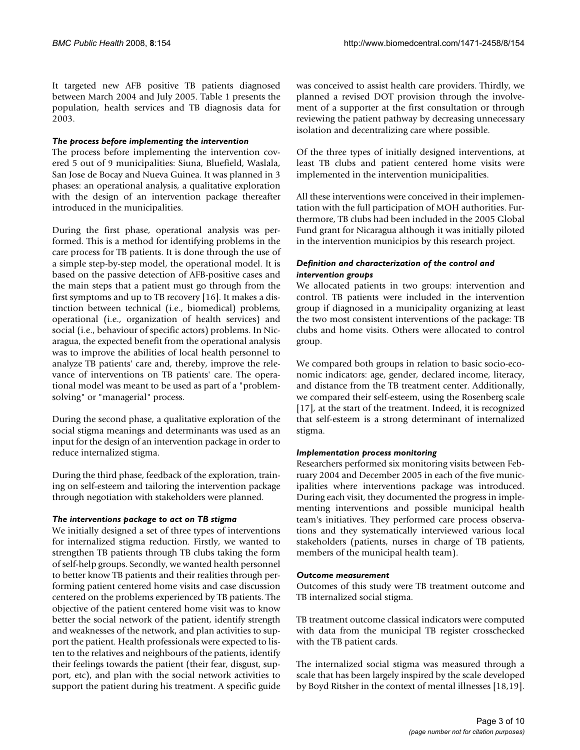It targeted new AFB positive TB patients diagnosed between March 2004 and July 2005. Table 1 presents the population, health services and TB diagnosis data for 2003.

### *The process before implementing the intervention*

The process before implementing the intervention covered 5 out of 9 municipalities: Siuna, Bluefield, Waslala, San Jose de Bocay and Nueva Guinea. It was planned in 3 phases: an operational analysis, a qualitative exploration with the design of an intervention package thereafter introduced in the municipalities.

During the first phase, operational analysis was performed. This is a method for identifying problems in the care process for TB patients. It is done through the use of a simple step-by-step model, the operational model. It is based on the passive detection of AFB-positive cases and the main steps that a patient must go through from the first symptoms and up to TB recovery [16]. It makes a distinction between technical (i.e., biomedical) problems, operational (i.e., organization of health services) and social (i.e., behaviour of specific actors) problems. In Nicaragua, the expected benefit from the operational analysis was to improve the abilities of local health personnel to analyze TB patients' care and, thereby, improve the relevance of interventions on TB patients' care. The operational model was meant to be used as part of a "problem-solving" or "managerial" process.

During the second phase, a qualitative exploration of the social stigma meanings and determinants was used as an input for the design of an intervention package in order to reduce internalized stigma.

During the third phase, feedback of the exploration, training on self-esteem and tailoring the intervention package through negotiation with stakeholders were planned.

### *The interventions package to act on TB stigma*

We initially designed a set of three types of interventions for internalized stigma reduction. Firstly, we wanted to strengthen TB patients through TB clubs taking the form of self-help groups. Secondly, we wanted health personnel to better know TB patients and their realities through performing patient centered home visits and case discussion centered on the problems experienced by TB patients. The objective of the patient centered home visit was to know better the social network of the patient, identify strength and weaknesses of the network, and plan activities to support the patient. Health professionals were expected to listen to the relatives and neighbours of the patients, identify their feelings towards the patient (their fear, disgust, support, etc), and plan with the social network activities to support the patient during his treatment. A specific guide was conceived to assist health care providers. Thirdly, we planned a revised DOT provision through the involvement of a supporter at the first consultation or through reviewing the patient pathway by decreasing unnecessary isolation and decentralizing care where possible.

Of the three types of initially designed interventions, at least TB clubs and patient centered home visits were implemented in the intervention municipalities.

All these interventions were conceived in their implementation with the full participation of MOH authorities. Furthermore, TB clubs had been included in the 2005 Global Fund grant for Nicaragua although it was initially piloted in the intervention municipios by this research project.

### *Definition and characterization of the control and intervention groups*

We allocated patients in two groups: intervention and control. TB patients were included in the intervention group if diagnosed in a municipality organizing at least the two most consistent interventions of the package: TB clubs and home visits. Others were allocated to control group.

We compared both groups in relation to basic socio-economic indicators: age, gender, declared income, literacy, and distance from the TB treatment center. Additionally, we compared their self-esteem, using the Rosenberg scale [17], at the start of the treatment. Indeed, it is recognized that self-esteem is a strong determinant of internalized stigma.

### *Implementation process monitoring*

Researchers performed six monitoring visits between February 2004 and December 2005 in each of the five municipalities where interventions package was introduced. During each visit, they documented the progress in implementing interventions and possible municipal health team's initiatives. They performed care process observations and they systematically interviewed various local stakeholders (patients, nurses in charge of TB patients, members of the municipal health team).

### *Outcome measurement*

Outcomes of this study were TB treatment outcome and TB internalized social stigma.

TB treatment outcome classical indicators were computed with data from the municipal TB register crosschecked with the TB patient cards.

The internalized social stigma was measured through a scale that has been largely inspired by the scale developed by Boyd Ritsher in the context of mental illnesses [18,19].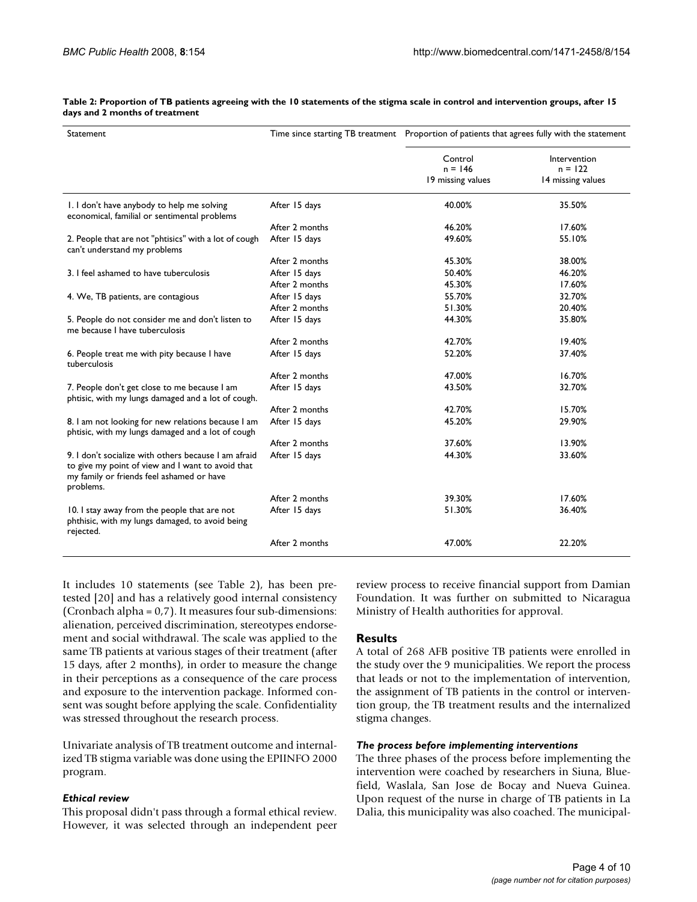**Table 2: Proportion of TB patients agreeing with the 10 statements of the stigma scale in control and intervention groups, after 15 days and 2 months of treatment**

| Statement | Time since starting TB treatment | Proportion of patients that agrees fully with the statement | |
|---|---|---|---|
| | | Control n = 146 19 missing values | Intervention n = 122 14 missing values |
| 1. I don't have anybody to help me solving economical, familial or sentimental problems | After 15 days | 40.00% | 35.50% |
| | After 2 months | 46.20% | 17.60% |
| 2. People that are not "phtisics" with a lot of cough can't understand my problems | After 15 days | 49.60% | 55.10% |
| | After 2 months | 45.30% | 38.00% |
| 3. I feel ashamed to have tuberculosis | After 15 days | 50.40% | 46.20% |
| | After 2 months | 45.30% | 17.60% |
| 4. We, TB patients, are contagious | After 15 days | 55.70% | 32.70% |
| | After 2 months | 51.30% | 20.40% |
| 5. People do not consider me and don't listen to me because I have tuberculosis | After 15 days | 44.30% | 35.80% |
| | After 2 months | 42.70% | 19.40% |
| 6. People treat me with pity because I have tuberculosis | After 15 days | 52.20% | 37.40% |
| | After 2 months | 47.00% | 16.70% |
| 7. People don't get close to me because I am phtisic, with my lungs damaged and a lot of cough. | After 15 days | 43.50% | 32.70% |
| | After 2 months | 42.70% | 15.70% |
| 8. I am not looking for new relations because I am phtisic, with my lungs damaged and a lot of cough | After 15 days | 45.20% | 29.90% |
| | After 2 months | 37.60% | 13.90% |
| 9. I don't socialize with others because I am afraid to give my point of view and I want to avoid that my family or friends feel ashamed or have problems. | After 15 days | 44.30% | 33.60% |
| | After 2 months | 39.30% | 17.60% |
| 10. I stay away from the people that are not phthisic, with my lungs damaged, to avoid being rejected. | After 15 days | 51.30% | 36.40% |
| | After 2 months | 47.00% | 22.20% |

It includes 10 statements (see Table 2), has been pre-tested [20] and has a relatively good internal consistency (Cronbach alpha = 0,7). It measures four sub-dimensions: alienation, perceived discrimination, stereotypes endorsement and social withdrawal. The scale was applied to the same TB patients at various stages of their treatment (after 15 days, after 2 months), in order to measure the change in their perceptions as a consequence of the care process and exposure to the intervention package. Informed consent was sought before applying the scale. Confidentiality was stressed throughout the research process.

Univariate analysis of TB treatment outcome and internalized TB stigma variable was done using the EPIINFO 2000 program.

### *Ethical review*

This proposal didn't pass through a formal ethical review. However, it was selected through an independent peer review process to receive financial support from Damian Foundation. It was further on submitted to Nicaragua Ministry of Health authorities for approval.

## Results

A total of 268 AFB positive TB patients were enrolled in the study over the 9 municipalities. We report the process that leads or not to the implementation of intervention, the assignment of TB patients in the control or intervention group, the TB treatment results and the internalized stigma changes.

### *The process before implementing interventions*

The three phases of the process before implementing the intervention were coached by researchers in Siuna, Bluefield, Waslala, San Jose de Bocay and Nueva Guinea. Upon request of the nurse in charge of TB patients in La Dalia, this municipality was also coached. The municipal-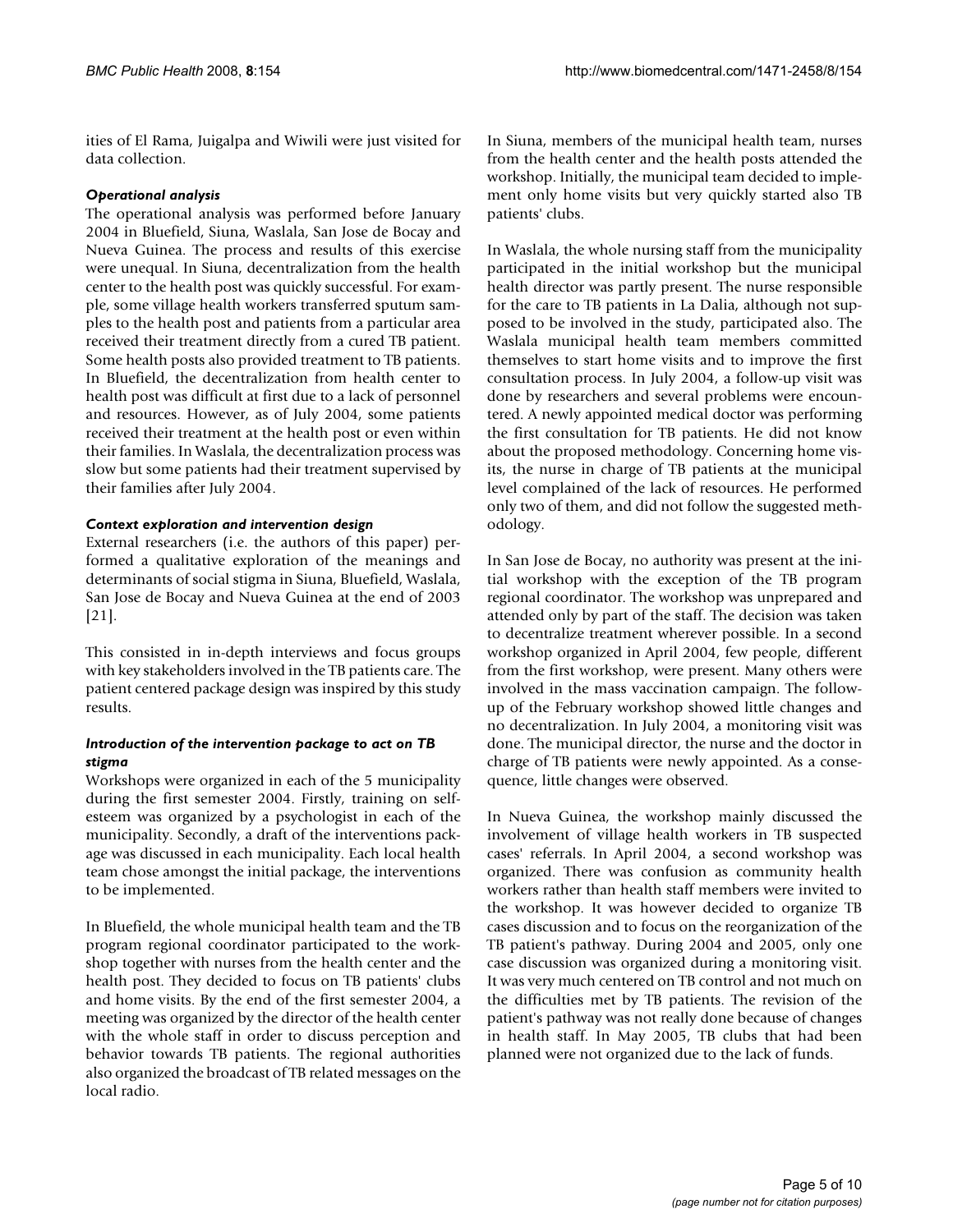ities of El Rama, Juigalpa and Wiwili were just visited for data collection.

### *Operational analysis*

The operational analysis was performed before January 2004 in Bluefield, Siuna, Waslala, San Jose de Bocay and Nueva Guinea. The process and results of this exercise were unequal. In Siuna, decentralization from the health center to the health post was quickly successful. For example, some village health workers transferred sputum samples to the health post and patients from a particular area received their treatment directly from a cured TB patient. Some health posts also provided treatment to TB patients. In Bluefield, the decentralization from health center to health post was difficult at first due to a lack of personnel and resources. However, as of July 2004, some patients received their treatment at the health post or even within their families. In Waslala, the decentralization process was slow but some patients had their treatment supervised by their families after July 2004.

### *Context exploration and intervention design*

External researchers (i.e. the authors of this paper) performed a qualitative exploration of the meanings and determinants of social stigma in Siuna, Bluefield, Waslala, San Jose de Bocay and Nueva Guinea at the end of 2003 [21].

This consisted in in-depth interviews and focus groups with key stakeholders involved in the TB patients care. The patient centered package design was inspired by this study results.

### *Introduction of the intervention package to act on TB stigma*

Workshops were organized in each of the 5 municipality during the first semester 2004. Firstly, training on self-esteem was organized by a psychologist in each of the municipality. Secondly, a draft of the interventions package was discussed in each municipality. Each local health team chose amongst the initial package, the interventions to be implemented.

In Bluefield, the whole municipal health team and the TB program regional coordinator participated to the workshop together with nurses from the health center and the health post. They decided to focus on TB patients' clubs and home visits. By the end of the first semester 2004, a meeting was organized by the director of the health center with the whole staff in order to discuss perception and behavior towards TB patients. The regional authorities also organized the broadcast of TB related messages on the local radio.

In Siuna, members of the municipal health team, nurses from the health center and the health posts attended the workshop. Initially, the municipal team decided to implement only home visits but very quickly started also TB patients' clubs.

In Waslala, the whole nursing staff from the municipality participated in the initial workshop but the municipal health director was partly present. The nurse responsible for the care to TB patients in La Dalia, although not supposed to be involved in the study, participated also. The Waslala municipal health team members committed themselves to start home visits and to improve the first consultation process. In July 2004, a follow-up visit was done by researchers and several problems were encountered. A newly appointed medical doctor was performing the first consultation for TB patients. He did not know about the proposed methodology. Concerning home visits, the nurse in charge of TB patients at the municipal level complained of the lack of resources. He performed only two of them, and did not follow the suggested methodology.

In San Jose de Bocay, no authority was present at the initial workshop with the exception of the TB program regional coordinator. The workshop was unprepared and attended only by part of the staff. The decision was taken to decentralize treatment wherever possible. In a second workshop organized in April 2004, few people, different from the first workshop, were present. Many others were involved in the mass vaccination campaign. The follow-up of the February workshop showed little changes and no decentralization. In July 2004, a monitoring visit was done. The municipal director, the nurse and the doctor in charge of TB patients were newly appointed. As a consequence, little changes were observed.

In Nueva Guinea, the workshop mainly discussed the involvement of village health workers in TB suspected cases' referrals. In April 2004, a second workshop was organized. There was confusion as community health workers rather than health staff members were invited to the workshop. It was however decided to organize TB cases discussion and to focus on the reorganization of the TB patient's pathway. During 2004 and 2005, only one case discussion was organized during a monitoring visit. It was very much centered on TB control and not much on the difficulties met by TB patients. The revision of the patient's pathway was not really done because of changes in health staff. In May 2005, TB clubs that had been planned were not organized due to the lack of funds.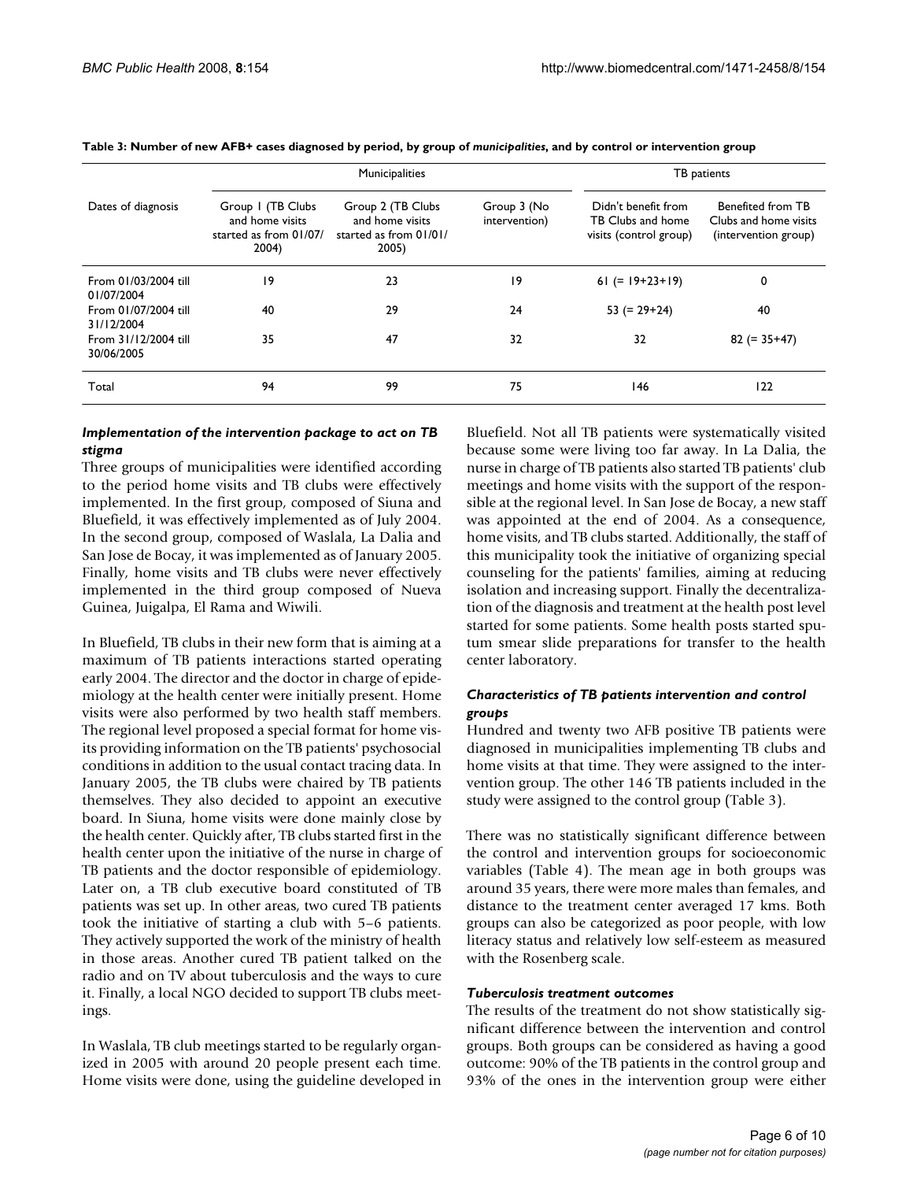**Table 3: Number of new AFB+ cases diagnosed by period, by group of *municipalities*, and by control or intervention group**

| Dates of diagnosis | Municipalities | | | TB patients | |
|---|---|---|---|---|---|
| | Group 1 (TB Clubs and home visits started as from 01/07/2004) | Group 2 (TB Clubs and home visits started as from 01/01/2005) | Group 3 (No intervention) | Didn't benefit from TB Clubs and home visits (control group) | Benefited from TB Clubs and home visits (intervention group) |
| From 01/03/2004 till 01/07/2004 | 19 | 23 | 19 | 61 (= 19+23+19) | 0 |
| From 01/07/2004 till 31/12/2004 | 40 | 29 | 24 | 53 (= 29+24) | 40 |
| From 31/12/2004 till 30/06/2005 | 35 | 47 | 32 | 32 | 82 (= 35+47) |
| Total | 94 | 99 | 75 | 146 | 122 |

### *Implementation of the intervention package to act on TB stigma*

Three groups of municipalities were identified according to the period home visits and TB clubs were effectively implemented. In the first group, composed of Siuna and Bluefield, it was effectively implemented as of July 2004. In the second group, composed of Waslala, La Dalia and San Jose de Bocay, it was implemented as of January 2005. Finally, home visits and TB clubs were never effectively implemented in the third group composed of Nueva Guinea, Juigalpa, El Rama and Wiwili.

In Bluefield, TB clubs in their new form that is aiming at a maximum of TB patients interactions started operating early 2004. The director and the doctor in charge of epidemiology at the health center were initially present. Home visits were also performed by two health staff members. The regional level proposed a special format for home visits providing information on the TB patients' psychosocial conditions in addition to the usual contact tracing data. In January 2005, the TB clubs were chaired by TB patients themselves. They also decided to appoint an executive board. In Siuna, home visits were done mainly close by the health center. Quickly after, TB clubs started first in the health center upon the initiative of the nurse in charge of TB patients and the doctor responsible of epidemiology. Later on, a TB club executive board constituted of TB patients was set up. In other areas, two cured TB patients took the initiative of starting a club with 5–6 patients. They actively supported the work of the ministry of health in those areas. Another cured TB patient talked on the radio and on TV about tuberculosis and the ways to cure it. Finally, a local NGO decided to support TB clubs meetings.

In Waslala, TB club meetings started to be regularly organized in 2005 with around 20 people present each time. Home visits were done, using the guideline developed in Bluefield. Not all TB patients were systematically visited because some were living too far away. In La Dalia, the nurse in charge of TB patients also started TB patients' club meetings and home visits with the support of the responsible at the regional level. In San Jose de Bocay, a new staff was appointed at the end of 2004. As a consequence, home visits, and TB clubs started. Additionally, the staff of this municipality took the initiative of organizing special counseling for the patients' families, aiming at reducing isolation and increasing support. Finally the decentralization of the diagnosis and treatment at the health post level started for some patients. Some health posts started sputum smear slide preparations for transfer to the health center laboratory.

### *Characteristics of TB patients intervention and control groups*

Hundred and twenty two AFB positive TB patients were diagnosed in municipalities implementing TB clubs and home visits at that time. They were assigned to the intervention group. The other 146 TB patients included in the study were assigned to the control group (Table 3).

There was no statistically significant difference between the control and intervention groups for socioeconomic variables (Table 4). The mean age in both groups was around 35 years, there were more males than females, and distance to the treatment center averaged 17 kms. Both groups can also be categorized as poor people, with low literacy status and relatively low self-esteem as measured with the Rosenberg scale.

### *Tuberculosis treatment outcomes*

The results of the treatment do not show statistically significant difference between the intervention and control groups. Both groups can be considered as having a good outcome: 90% of the TB patients in the control group and 93% of the ones in the intervention group were either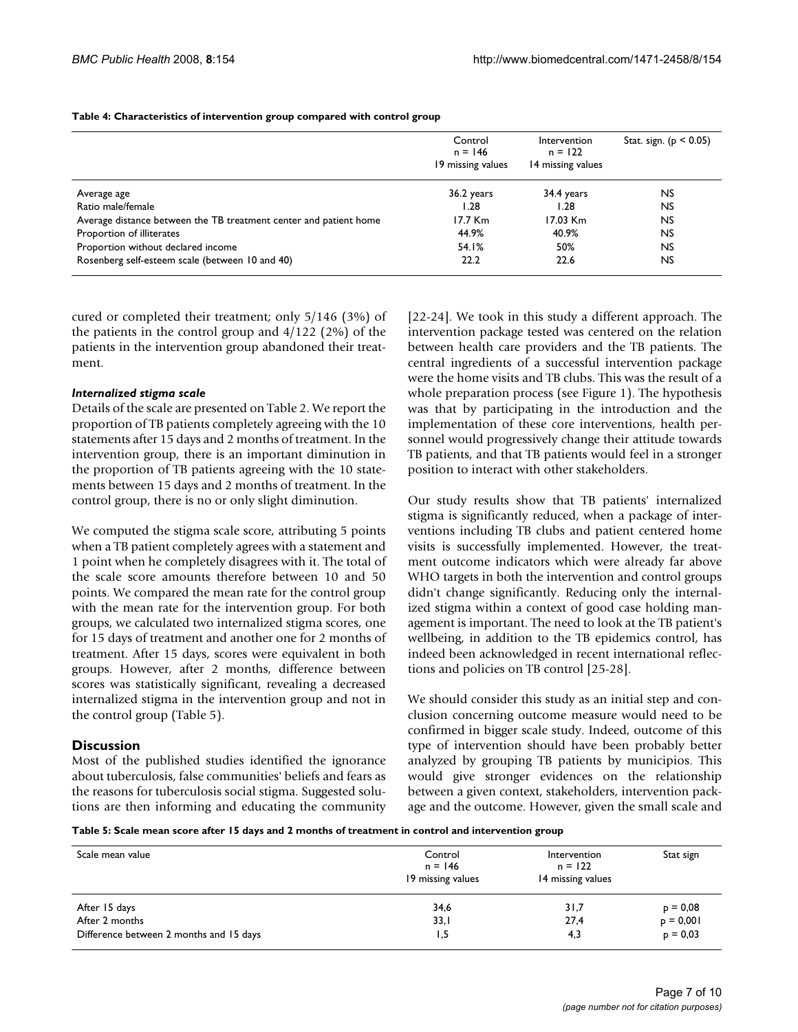**Table 4: Characteristics of intervention group compared with control group**

| | Control n = 146 19 missing values | Intervention n = 122 14 missing values | Stat. sign. ($p < 0.05$) |
|---|---|---|---|
| Average age | 36.2 years | 34.4 years | NS |
| Ratio male/female | 1.28 | 1.28 | NS |
| Average distance between the TB treatment center and patient home | 17.7 Km | 17.03 Km | NS |
| Proportion of illiterates | 44.9% | 40.9% | NS |
| Proportion without declared income | 54.1% | 50% | NS |
| Rosenberg self-esteem scale (between 10 and 40) | 22.2 | 22.6 | NS |

cured or completed their treatment; only 5/146 (3%) of the patients in the control group and 4/122 (2%) of the patients in the intervention group abandoned their treatment.

### *Internalized stigma scale*

Details of the scale are presented on Table 2. We report the proportion of TB patients completely agreeing with the 10 statements after 15 days and 2 months of treatment. In the intervention group, there is an important diminution in the proportion of TB patients agreeing with the 10 statements between 15 days and 2 months of treatment. In the control group, there is no or only slight diminution.

We computed the stigma scale score, attributing 5 points when a TB patient completely agrees with a statement and 1 point when he completely disagrees with it. The total of the scale score amounts therefore between 10 and 50 points. We compared the mean rate for the control group with the mean rate for the intervention group. For both groups, we calculated two internalized stigma scores, one for 15 days of treatment and another one for 2 months of treatment. After 15 days, scores were equivalent in both groups. However, after 2 months, difference between scores was statistically significant, revealing a decreased internalized stigma in the intervention group and not in the control group (Table 5).

## Discussion

Most of the published studies identified the ignorance about tuberculosis, false communities' beliefs and fears as the reasons for tuberculosis social stigma. Suggested solutions are then informing and educating the community [22-24]. We took in this study a different approach. The intervention package tested was centered on the relation between health care providers and the TB patients. The central ingredients of a successful intervention package were the home visits and TB clubs. This was the result of a whole preparation process (see Figure 1). The hypothesis was that by participating in the introduction and the implementation of these core interventions, health personnel would progressively change their attitude towards TB patients, and that TB patients would feel in a stronger position to interact with other stakeholders.

Our study results show that TB patients' internalized stigma is significantly reduced, when a package of interventions including TB clubs and patient centered home visits is successfully implemented. However, the treatment outcome indicators which were already far above WHO targets in both the intervention and control groups didn't change significantly. Reducing only the internalized stigma within a context of good case holding management is important. The need to look at the TB patient's wellbeing, in addition to the TB epidemics control, has indeed been acknowledged in recent international reflections and policies on TB control [25-28].

We should consider this study as an initial step and conclusion concerning outcome measure would need to be confirmed in bigger scale study. Indeed, outcome of this type of intervention should have been probably better analyzed by grouping TB patients by municipios. This would give stronger evidences on the relationship between a given context, stakeholders, intervention package and the outcome. However, given the small scale and

**Table 5: Scale mean score after 15 days and 2 months of treatment in control and intervention group**

| Scale mean value | Control n = 146 19 missing values | Intervention n = 122 14 missing values | Stat sign |
|---|---|---|---|
| After 15 days | 34,6 | 31,7 | $p = 0,08$ |
| After 2 months | 33,1 | 27,4 | $p = 0,001$ |
| Difference between 2 months and 15 days | 1,5 | 4,3 | $p = 0,03$ |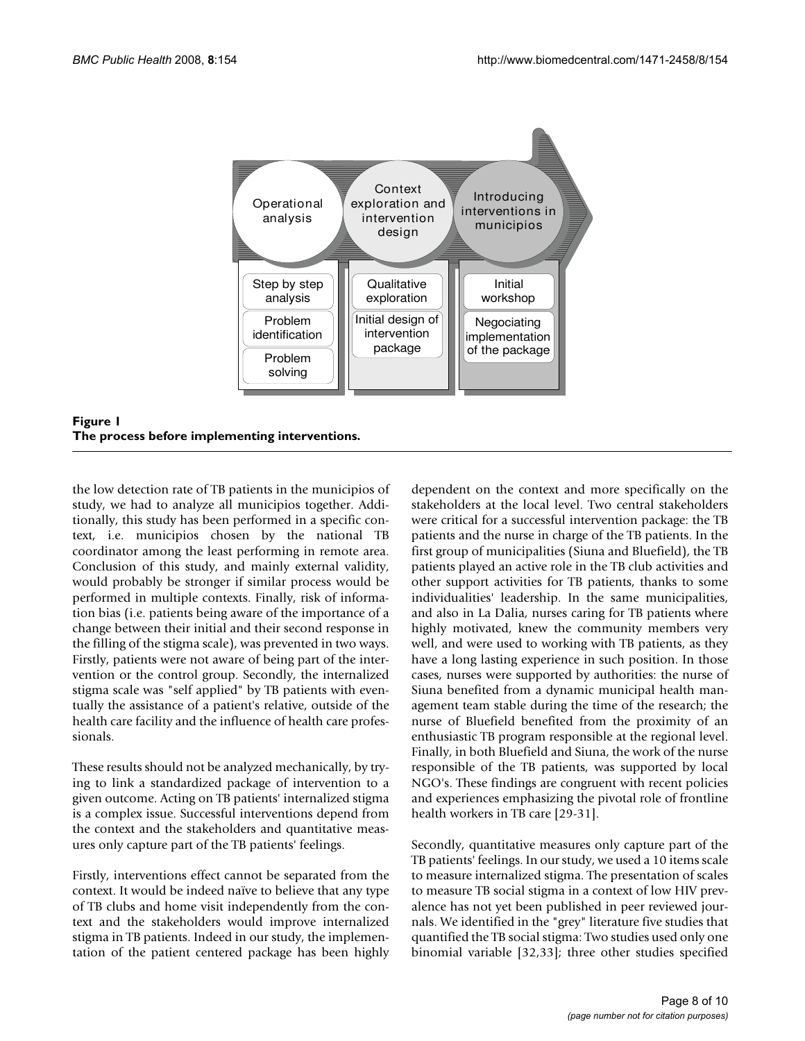Operational analysis

Context exploration and intervention design

Introducing interventions in municipios

Step by step analysis

Problem identification

Problem solving

Qualitative exploration

Initial design of intervention package

Initial workshop

Negociating implementation of the package

**Figure 1**
**The process before implementing interventions.**

the low detection rate of TB patients in the municipios of study, we had to analyze all municipios together. Additionally, this study has been performed in a specific context, i.e. municipios chosen by the national TB coordinator among the least performing in remote area. Conclusion of this study, and mainly external validity, would probably be stronger if similar process would be performed in multiple contexts. Finally, risk of information bias (i.e. patients being aware of the importance of a change between their initial and their second response in the filling of the stigma scale), was prevented in two ways. Firstly, patients were not aware of being part of the intervention or the control group. Secondly, the internalized stigma scale was "self applied" by TB patients with eventually the assistance of a patient's relative, outside of the health care facility and the influence of health care professionals.

These results should not be analyzed mechanically, by trying to link a standardized package of intervention to a given outcome. Acting on TB patients' internalized stigma is a complex issue. Successful interventions depend from the context and the stakeholders and quantitative measures only capture part of the TB patients' feelings.

Firstly, interventions effect cannot be separated from the context. It would be indeed naïve to believe that any type of TB clubs and home visit independently from the context and the stakeholders would improve internalized stigma in TB patients. Indeed in our study, the implementation of the patient centered package has been highly dependent on the context and more specifically on the stakeholders at the local level. Two central stakeholders were critical for a successful intervention package: the TB patients and the nurse in charge of the TB patients. In the first group of municipalities (Siuna and Bluefield), the TB patients played an active role in the TB club activities and other support activities for TB patients, thanks to some individualities' leadership. In the same municipalities, and also in La Dalia, nurses caring for TB patients where highly motivated, knew the community members very well, and were used to working with TB patients, as they have a long lasting experience in such position. In those cases, nurses were supported by authorities: the nurse of Siuna benefited from a dynamic municipal health management team stable during the time of the research; the nurse of Bluefield benefited from the proximity of an enthusiastic TB program responsible at the regional level. Finally, in both Bluefield and Siuna, the work of the nurse responsible of the TB patients, was supported by local NGO's. These findings are congruent with recent policies and experiences emphasizing the pivotal role of frontline health workers in TB care [29-31].

Secondly, quantitative measures only capture part of the TB patients' feelings. In our study, we used a 10 items scale to measure internalized stigma. The presentation of scales to measure TB social stigma in a context of low HIV prevalence has not yet been published in peer reviewed journals. We identified in the "grey" literature five studies that quantified the TB social stigma: Two studies used only one binomial variable [32,33]; three other studies specified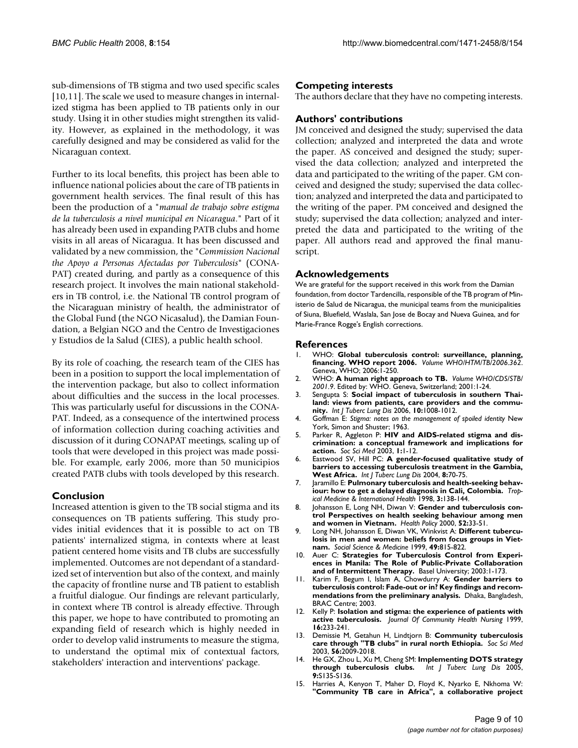sub-dimensions of TB stigma and two used specific scales [10,11]. The scale we used to measure changes in internalized stigma has been applied to TB patients only in our study. Using it in other studies might strengthen its validity. However, as explained in the methodology, it was carefully designed and may be considered as valid for the Nicaraguan context.

Further to its local benefits, this project has been able to influence national policies about the care of TB patients in government health services. The final result of this has been the production of a "*manual de trabajo sobre estigma de la tuberculosis a nivel municipal en Nicaragua*." Part of it has already been used in expanding PATB clubs and home visits in all areas of Nicaragua. It has been discussed and validated by a new commission, the "*Commission Nacional the Apoyo a Personas Afectadas por Tuberculosis*" (CONAPAT) created during, and partly as a consequence of this research project. It involves the main national stakeholders in TB control, i.e. the National TB control program of the Nicaraguan ministry of health, the administrator of the Global Fund (the NGO Nicasalud), the Damian Foundation, a Belgian NGO and the Centro de Investigaciones y Estudios de la Salud (CIES), a public health school.

By its role of coaching, the research team of the CIES has been in a position to support the local implementation of the intervention package, but also to collect information about difficulties and the success in the local processes. This was particularly useful for discussions in the CONAPAT. Indeed, as a consequence of the intertwined process of information collection during coaching activities and discussion of it during CONAPAT meetings, scaling up of tools that were developed in this project was made possible. For example, early 2006, more than 50 municipios created PATB clubs with tools developed by this research.

## Conclusion

Increased attention is given to the TB social stigma and its consequences on TB patients suffering. This study provides initial evidences that it is possible to act on TB patients' internalized stigma, in contexts where at least patient centered home visits and TB clubs are successfully implemented. Outcomes are not dependant of a standardized set of intervention but also of the context, and mainly the capacity of frontline nurse and TB patient to establish a fruitful dialogue. Our findings are relevant particularly, in context where TB control is already effective. Through this paper, we hope to have contributed to promoting an expanding field of research which is highly needed in order to develop valid instruments to measure the stigma, to understand the optimal mix of contextual factors, stakeholders' interaction and interventions' package.

## Competing interests

The authors declare that they have no competing interests.

## Authors' contributions

JM conceived and designed the study; supervised the data collection; analyzed and interpreted the data and wrote the paper. AS conceived and designed the study; supervised the data collection; analyzed and interpreted the data and participated to the writing of the paper. GM conceived and designed the study; supervised the data collection; analyzed and interpreted the data and participated to the writing of the paper. PM conceived and designed the study; supervised the data collection; analyzed and interpreted the data and participated to the writing of the paper. All authors read and approved the final manuscript.

## Acknowledgements

We are grateful for the support received in this work from the Damian foundation, from doctor Tardencilla, responsible of the TB program of Ministerio de Salud de Nicaragua, the municipal teams from the municipalities of Siuna, Bluefield, Waslala, San Jose de Bocay and Nueva Guinea, and for Marie-France Rogge's English corrections.

## References

1. WHO: **Global tuberculosis control: surveillance, planning, financing. WHO report 2006.** *Volume WHO/HTM/TB/2006.362*. Geneva, WHO; 2006:1-250.
2. WHO: **A human right approach to TB.** *Volume WHO/CDS/STB/2001.9*. Edited by: WHO. Geneva, Switzerland; 2001:1-24.
3. Sengupta S: **Social impact of tuberculosis in southern Thailand: views from patients, care providers and the community.** *Int J Tuberc Lung Dis* 2006, **10:**1008-1012.
4. Goffman E: *Stigma: notes on the management of spoiled identity* New York, Simon and Shuster; 1963.
5. Parker R, Aggleton P: **HIV and AIDS-related stigma and discrimination: a conceptual framework and implications for action.** *Soc Sci Med* 2003, **1:**1-12.
6. Eastwood SV, Hill PC: **A gender-focused qualitative study of barriers to accessing tuberculosis treatment in the Gambia, West Africa.** *Int J Tuberc Lung Dis* 2004, **8:**70-75.
7. Jaramillo E: **Pulmonary tuberculosis and health-seeking behaviour: how to get a delayed diagnosis in Cali, Colombia.** *Tropical Medicine & International Health* 1998, **3:**138-144.
8. Johansson E, Long NH, Diwan V: **Gender and tuberculosis control Perspectives on health seeking behaviour among men and women in Vietnam.** *Health Policy* 2000, **52:**33-51.
9. Long NH, Johansson E, Diwan VK, Winkvist A: **Different tuberculosis in men and women: beliefs from focus groups in Vietnam.** *Social Science & Medicine* 1999, **49:**815-822.
10. Auer C: **Strategies for Tuberculosis Control from Experiences in Manila: The Role of Public-Private Collaboration and of Intermittent Therapy.** Basel University; 2003:1-173.
11. Karim F, Begum I, Islam A, Chowdurry A: **Gender barriers to tuberculosis control: Fade-out or in? Key findings and recommendations from the preliminary analysis.** Dhaka, Bangladesh, BRAC Centre; 2003.
12. Kelly P: **Isolation and stigma: the experience of patients with active tuberculosis.** *Journal Of Community Health Nursing* 1999, **16:**233-241.
13. Demissie M, Getahun H, Lindtjorn B: **Community tuberculosis care through "TB clubs" in rural north Ethiopia.** *Soc Sci Med* 2003, **56:**2009-2018.
14. He GX, Zhou L, Xu M, Cheng SM: **Implementing DOTS strategy through tuberculosis clubs.** *Int J Tuberc Lung Dis* 2005, **9:**S135-S136.
15. Harries A, Kenyon T, Maher D, Floyd K, Nyarko E, Nkhoma W: **"Community TB care in Africa", a collaborative project**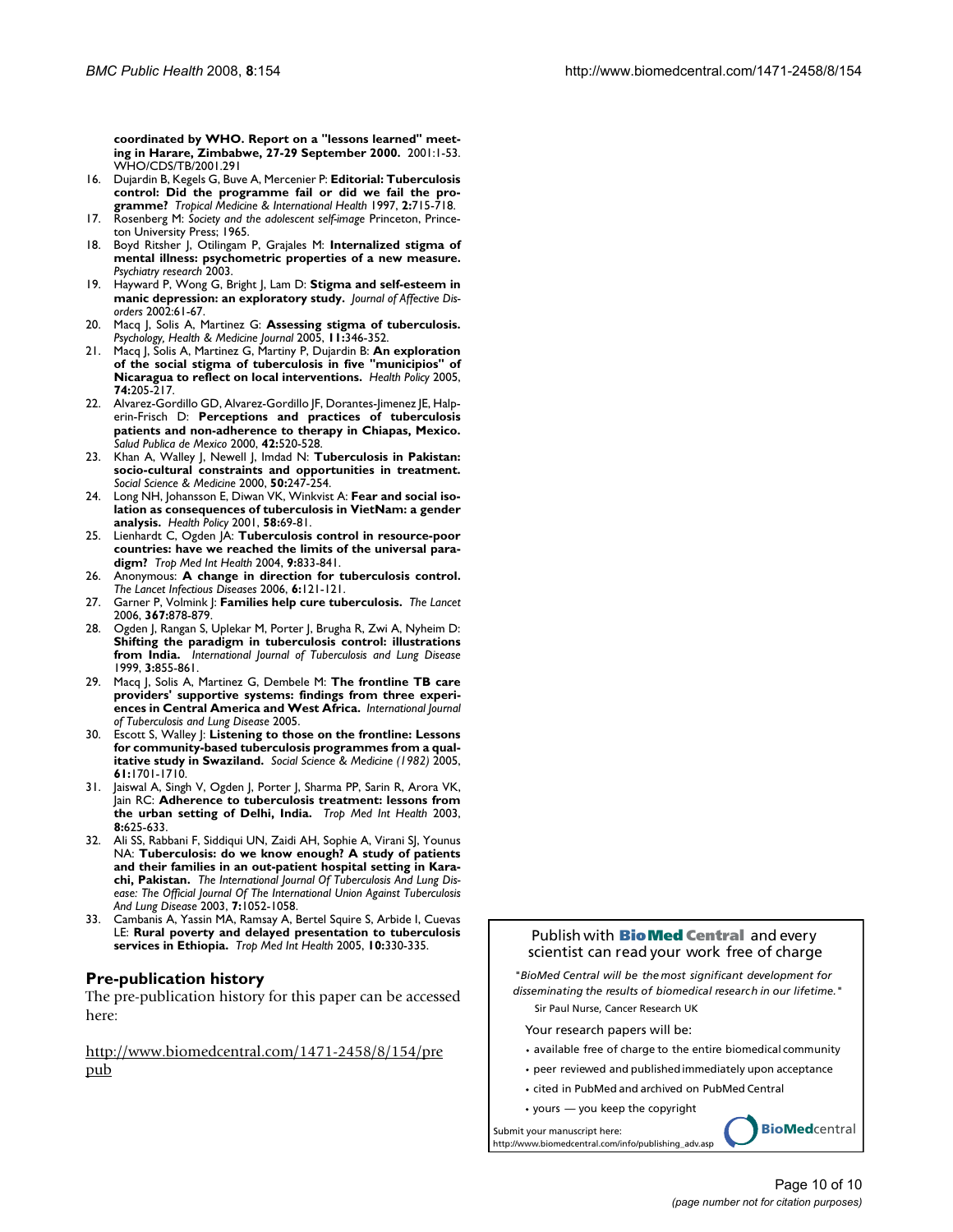coordinated by WHO. Report on a "lessons learned" meeting in Harare, Zimbabwe, 27-29 September 2000.** 2001:1-53. WHO/CDS/TB/2001.291

16. Dujardin B, Kegels G, Buve A, Mercenier P: **Editorial: Tuberculosis control: Did the programme fail or did we fail the programme?** *Tropical Medicine & International Health* 1997, **2:**715-718.
17. Rosenberg M: *Society and the adolescent self-image* Princeton, Princeton University Press; 1965.
18. Boyd Ritsher J, Otilingam P, Grajales M: **Internalized stigma of mental illness: psychometric properties of a new measure.** *Psychiatry research* 2003.
19. Hayward P, Wong G, Bright J, Lam D: **Stigma and self-esteem in manic depression: an exploratory study.** *Journal of Affective Disorders* 2002:61-67.
20. Macq J, Solis A, Martinez G: **Assessing stigma of tuberculosis.** *Psychology, Health & Medicine Journal* 2005, **11:**346-352.
21. Macq J, Solis A, Martinez G, Martiny P, Dujardin B: **An exploration of the social stigma of tuberculosis in five "municipios" of Nicaragua to reflect on local interventions.** *Health Policy* 2005, **74:**205-217.
22. Alvarez-Gordillo GD, Alvarez-Gordillo JF, Dorantes-Jimenez JE, Halperin-Frisch D: **Perceptions and practices of tuberculosis patients and non-adherence to therapy in Chiapas, Mexico.** *Salud Publica de Mexico* 2000, **42:**520-528.
23. Khan A, Walley J, Newell J, Imdad N: **Tuberculosis in Pakistan: socio-cultural constraints and opportunities in treatment.** *Social Science & Medicine* 2000, **50:**247-254.
24. Long NH, Johansson E, Diwan VK, Winkvist A: **Fear and social isolation as consequences of tuberculosis in VietNam: a gender analysis.** *Health Policy* 2001, **58:**69-81.
25. Lienhardt C, Ogden JA: **Tuberculosis control in resource-poor countries: have we reached the limits of the universal paradigm?** *Trop Med Int Health* 2004, **9:**833-841.
26. Anonymous: **A change in direction for tuberculosis control.** *The Lancet Infectious Diseases* 2006, **6:**121-121.
27. Garner P, Volmink J: **Families help cure tuberculosis.** *The Lancet* 2006, **367:**878-879.
28. Ogden J, Rangan S, Uplekar M, Porter J, Brugha R, Zwi A, Nyheim D: **Shifting the paradigm in tuberculosis control: illustrations from India.** *International Journal of Tuberculosis and Lung Disease* 1999, **3:**855-861.
29. Macq J, Solis A, Martinez G, Dembele M: **The frontline TB care providers' supportive systems: findings from three experiences in Central America and West Africa.** *International Journal of Tuberculosis and Lung Disease* 2005.
30. Escott S, Walley J: **Listening to those on the frontline: Lessons for community-based tuberculosis programmes from a qualitative study in Swaziland.** *Social Science & Medicine (1982)* 2005, **61:**1701-1710.
31. Jaiswal A, Singh V, Ogden J, Porter J, Sharma PP, Sarin R, Arora VK, Jain RC: **Adherence to tuberculosis treatment: lessons from the urban setting of Delhi, India.** *Trop Med Int Health* 2003, **8:**625-633.
32. Ali SS, Rabbani F, Siddiqui UN, Zaidi AH, Sophie A, Virani SJ, Younus NA: **Tuberculosis: do we know enough? A study of patients and their families in an out-patient hospital setting in Karachi, Pakistan.** *The International Journal Of Tuberculosis And Lung Disease: The Official Journal Of The International Union Against Tuberculosis And Lung Disease* 2003, **7:**1052-1058.
33. Cambanis A, Yassin MA, Ramsay A, Bertel Squire S, Arbide I, Cuevas LE: **Rural poverty and delayed presentation to tuberculosis services in Ethiopia.** *Trop Med Int Health* 2005, **10:**330-335.

## Pre-publication history

The pre-publication history for this paper can be accessed here:

http://www.biomedcentral.com/1471-2458/8/154/prepub

Publish with **BioMed Central** and every scientist can read your work free of charge

*"BioMed Central will be the most significant development for disseminating the results of biomedical research in our lifetime."*

Sir Paul Nurse, Cancer Research UK

Your research papers will be:

- available free of charge to the entire biomedical community
- peer reviewed and published immediately upon acceptance
- cited in PubMed and archived on PubMed Central
- yours — you keep the copyright

Submit your manuscript here:
http://www.biomedcentral.com/info/publishing_adv.asp

BioMedcentral